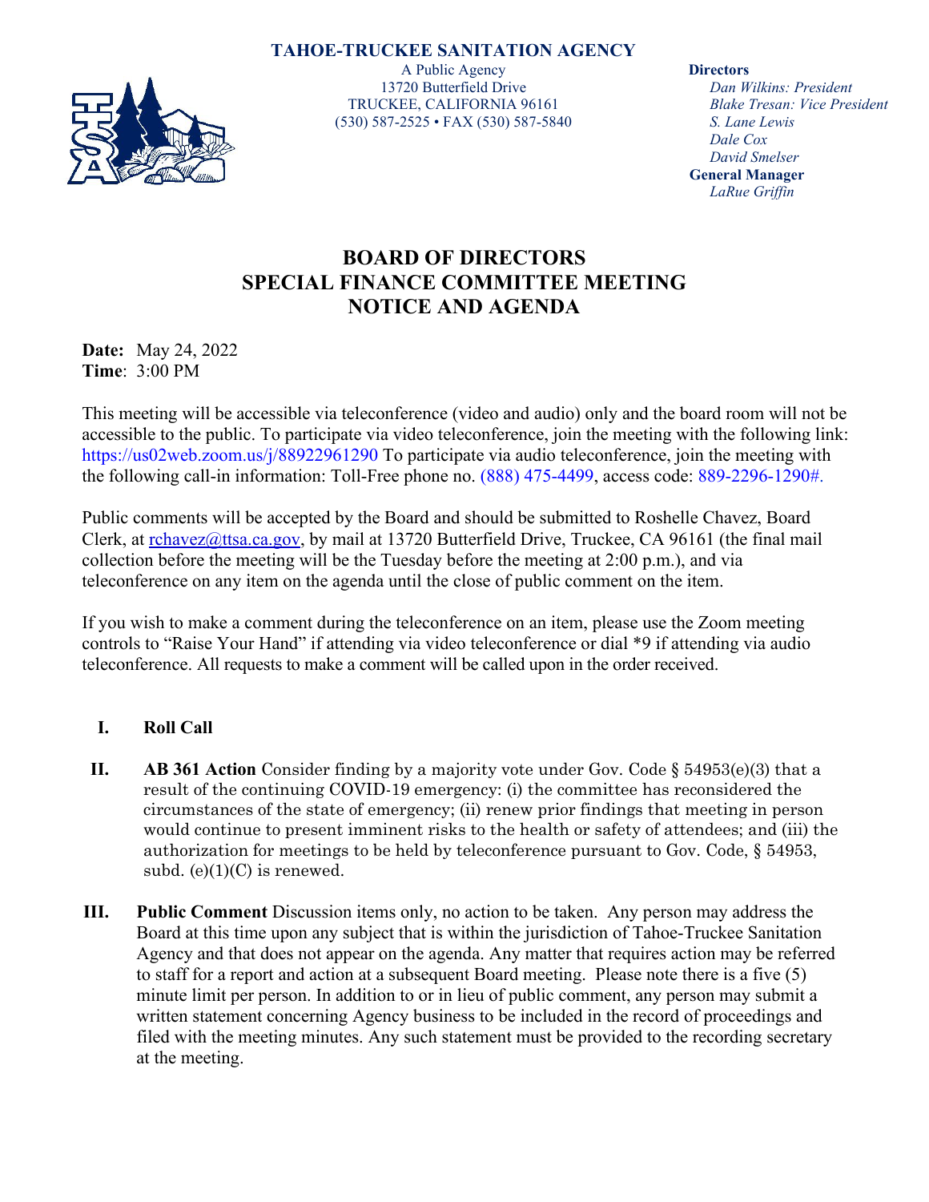**TAHOE-TRUCKEE SANITATION AGENCY**

A Public Agency
13720 Butterfield Drive
TRUCKEE, CALIFORNIA 96161
(530) 587-2525 • FAX (530) 587-5840

**Directors**
*Dan Wilkins: President*
*Blake Tresan: Vice President*
*S. Lane Lewis*
*Dale Cox*
*David Smelser*

**General Manager**
*LaRue Griffin*

# BOARD OF DIRECTORS
# SPECIAL FINANCE COMMITTEE MEETING
# NOTICE AND AGENDA

**Date:** May 24, 2022
**Time**: 3:00 PM

This meeting will be accessible via teleconference (video and audio) only and the board room will not be accessible to the public. To participate via video teleconference, join the meeting with the following link: https://us02web.zoom.us/j/88922961290 To participate via audio teleconference, join the meeting with the following call-in information: Toll-Free phone no. (888) 475-4499, access code: 889-2296-1290#.

Public comments will be accepted by the Board and should be submitted to Roshelle Chavez, Board Clerk, at rchavez@ttsa.ca.gov, by mail at 13720 Butterfield Drive, Truckee, CA 96161 (the final mail collection before the meeting will be the Tuesday before the meeting at 2:00 p.m.), and via teleconference on any item on the agenda until the close of public comment on the item.

If you wish to make a comment during the teleconference on an item, please use the Zoom meeting controls to "Raise Your Hand" if attending via video teleconference or dial *9 if attending via audio teleconference. All requests to make a comment will be called upon in the order received.

**I. Roll Call**

**II. AB 361 Action** Consider finding by a majority vote under Gov. Code § 54953(e)(3) that a result of the continuing COVID-19 emergency: (i) the committee has reconsidered the circumstances of the state of emergency; (ii) renew prior findings that meeting in person would continue to present imminent risks to the health or safety of attendees; and (iii) the authorization for meetings to be held by teleconference pursuant to Gov. Code, § 54953, subd. (e)(1)(C) is renewed.

**III. Public Comment** Discussion items only, no action to be taken. Any person may address the Board at this time upon any subject that is within the jurisdiction of Tahoe-Truckee Sanitation Agency and that does not appear on the agenda. Any matter that requires action may be referred to staff for a report and action at a subsequent Board meeting. Please note there is a five (5) minute limit per person. In addition to or in lieu of public comment, any person may submit a written statement concerning Agency business to be included in the record of proceedings and filed with the meeting minutes. Any such statement must be provided to the recording secretary at the meeting.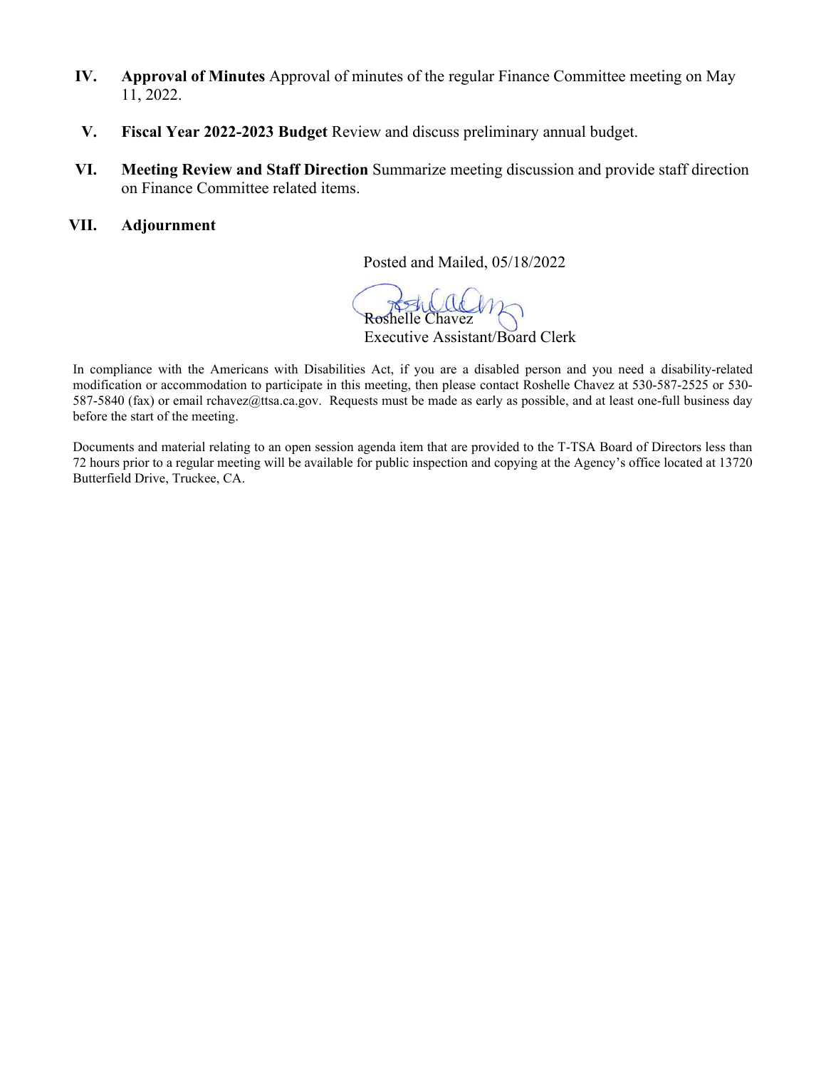**IV. Approval of Minutes** Approval of minutes of the regular Finance Committee meeting on May 11, 2022.

**V. Fiscal Year 2022-2023 Budget** Review and discuss preliminary annual budget.

**VI. Meeting Review and Staff Direction** Summarize meeting discussion and provide staff direction on Finance Committee related items.

**VII. Adjournment**

Posted and Mailed, 05/18/2022

Roshelle Chavez
Executive Assistant/Board Clerk

In compliance with the Americans with Disabilities Act, if you are a disabled person and you need a disability-related modification or accommodation to participate in this meeting, then please contact Roshelle Chavez at 530-587-2525 or 530-587-5840 (fax) or email rchavez@ttsa.ca.gov. Requests must be made as early as possible, and at least one-full business day before the start of the meeting.

Documents and material relating to an open session agenda item that are provided to the T-TSA Board of Directors less than 72 hours prior to a regular meeting will be available for public inspection and copying at the Agency's office located at 13720 Butterfield Drive, Truckee, CA.